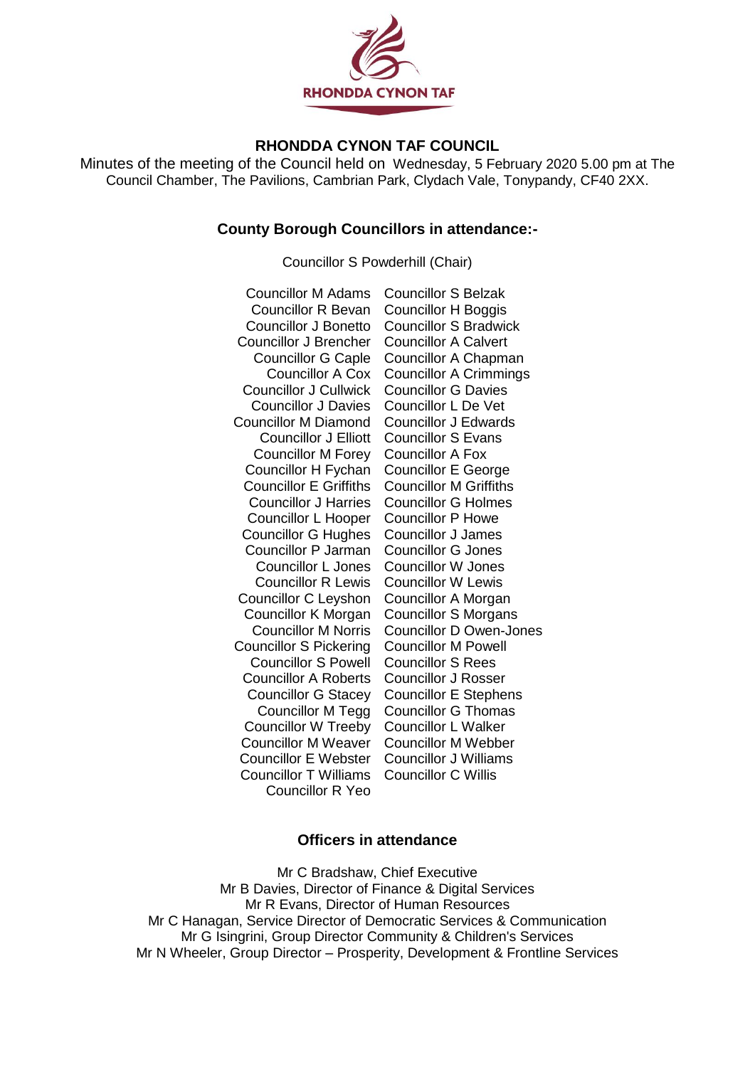# RHONDDA CYNON TAF COUNCIL

Minutes of the meeting of the Council held on Wednesday, 5 February 2020 5.00 pm at The Council Chamber, The Pavilions, Cambrian Park, Clydach Vale, Tonypandy, CF40 2XX.

## County Borough Councillors in attendance:-

Councillor S Powderhill (Chair)

| | |
|---|---|
| Councillor M Adams | Councillor S Belzak |
| Councillor R Bevan | Councillor H Boggis |
| Councillor J Bonetto | Councillor S Bradwick |
| Councillor J Brencher | Councillor A Calvert |
| Councillor G Caple | Councillor A Chapman |
| Councillor A Cox | Councillor A Crimmings |
| Councillor J Cullwick | Councillor G Davies |
| Councillor J Davies | Councillor L De Vet |
| Councillor M Diamond | Councillor J Edwards |
| Councillor J Elliott | Councillor S Evans |
| Councillor M Forey | Councillor A Fox |
| Councillor H Fychan | Councillor E George |
| Councillor E Griffiths | Councillor M Griffiths |
| Councillor J Harries | Councillor G Holmes |
| Councillor L Hooper | Councillor P Howe |
| Councillor G Hughes | Councillor J James |
| Councillor P Jarman | Councillor G Jones |
| Councillor L Jones | Councillor W Jones |
| Councillor R Lewis | Councillor W Lewis |
| Councillor C Leyshon | Councillor A Morgan |
| Councillor K Morgan | Councillor S Morgans |
| Councillor M Norris | Councillor D Owen-Jones |
| Councillor S Pickering | Councillor M Powell |
| Councillor S Powell | Councillor S Rees |
| Councillor A Roberts | Councillor J Rosser |
| Councillor G Stacey | Councillor E Stephens |
| Councillor M Tegg | Councillor G Thomas |
| Councillor W Treeby | Councillor L Walker |
| Councillor M Weaver | Councillor M Webber |
| Councillor E Webster | Councillor J Williams |
| Councillor T Williams | Councillor C Willis |
| Councillor R Yeo | |

## Officers in attendance

Mr C Bradshaw, Chief Executive
Mr B Davies, Director of Finance & Digital Services
Mr R Evans, Director of Human Resources
Mr C Hanagan, Service Director of Democratic Services & Communication
Mr G Isingrini, Group Director Community & Children's Services
Mr N Wheeler, Group Director – Prosperity, Development & Frontline Services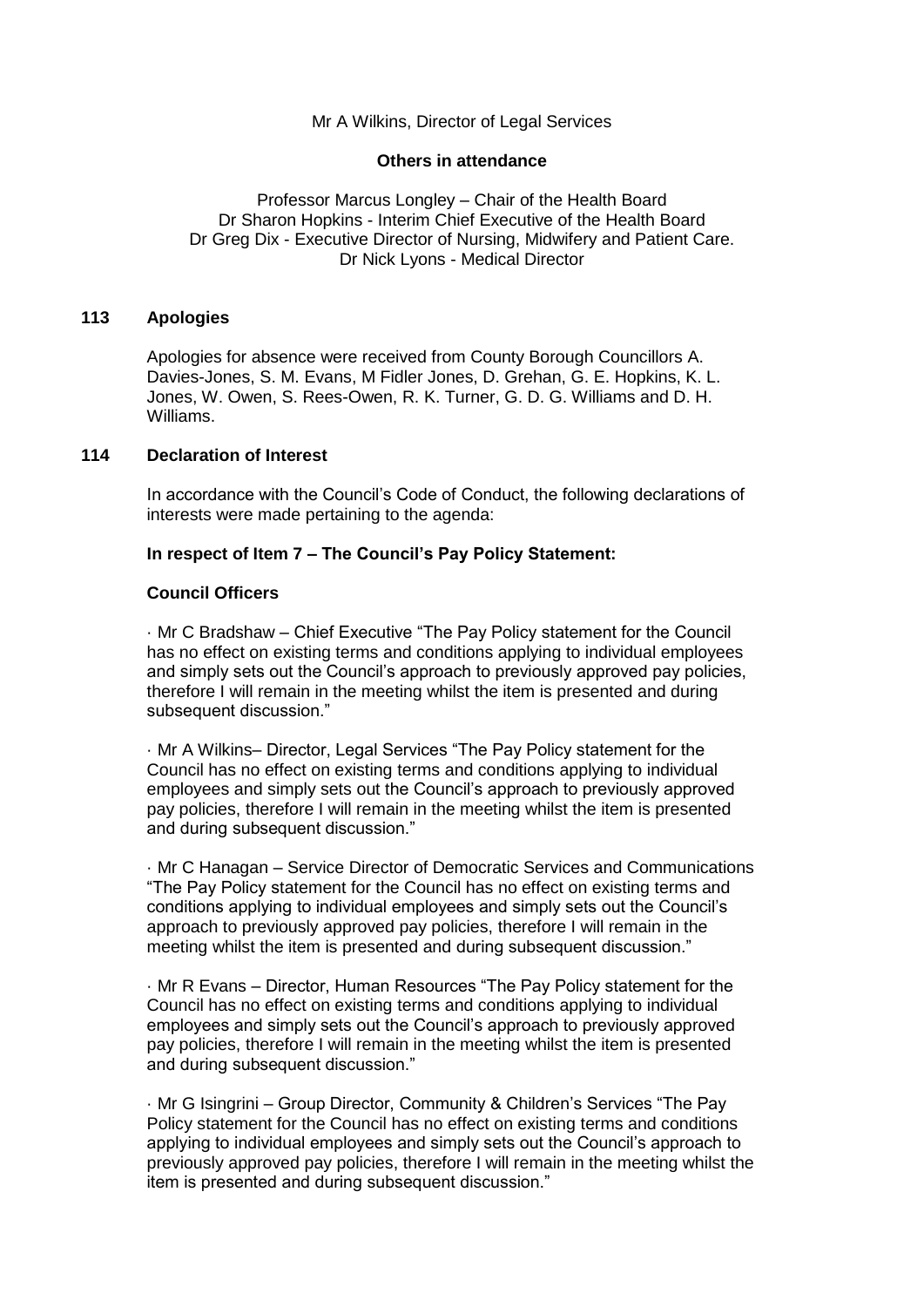Mr A Wilkins, Director of Legal Services

**Others in attendance**

Professor Marcus Longley – Chair of the Health Board
Dr Sharon Hopkins - Interim Chief Executive of the Health Board
Dr Greg Dix - Executive Director of Nursing, Midwifery and Patient Care.
Dr Nick Lyons - Medical Director

## 113 Apologies

Apologies for absence were received from County Borough Councillors A. Davies-Jones, S. M. Evans, M Fidler Jones, D. Grehan, G. E. Hopkins, K. L. Jones, W. Owen, S. Rees-Owen, R. K. Turner, G. D. G. Williams and D. H. Williams.

## 114 Declaration of Interest

In accordance with the Council's Code of Conduct, the following declarations of interests were made pertaining to the agenda:

**In respect of Item 7 – The Council's Pay Policy Statement:**

**Council Officers**

· Mr C Bradshaw – Chief Executive "The Pay Policy statement for the Council has no effect on existing terms and conditions applying to individual employees and simply sets out the Council's approach to previously approved pay policies, therefore I will remain in the meeting whilst the item is presented and during subsequent discussion."

· Mr A Wilkins– Director, Legal Services "The Pay Policy statement for the Council has no effect on existing terms and conditions applying to individual employees and simply sets out the Council's approach to previously approved pay policies, therefore I will remain in the meeting whilst the item is presented and during subsequent discussion."

· Mr C Hanagan – Service Director of Democratic Services and Communications "The Pay Policy statement for the Council has no effect on existing terms and conditions applying to individual employees and simply sets out the Council's approach to previously approved pay policies, therefore I will remain in the meeting whilst the item is presented and during subsequent discussion."

· Mr R Evans – Director, Human Resources "The Pay Policy statement for the Council has no effect on existing terms and conditions applying to individual employees and simply sets out the Council's approach to previously approved pay policies, therefore I will remain in the meeting whilst the item is presented and during subsequent discussion."

· Mr G Isingrini – Group Director, Community & Children's Services "The Pay Policy statement for the Council has no effect on existing terms and conditions applying to individual employees and simply sets out the Council's approach to previously approved pay policies, therefore I will remain in the meeting whilst the item is presented and during subsequent discussion."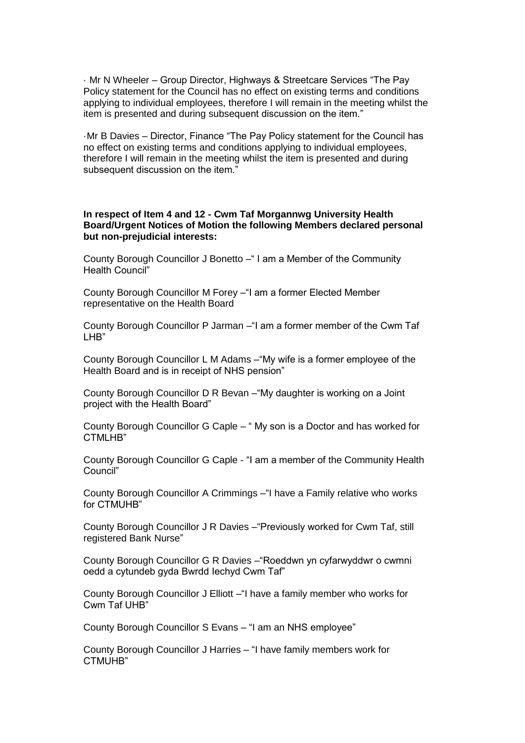· Mr N Wheeler – Group Director, Highways & Streetcare Services "The Pay Policy statement for the Council has no effect on existing terms and conditions applying to individual employees, therefore I will remain in the meeting whilst the item is presented and during subsequent discussion on the item."

·Mr B Davies – Director, Finance "The Pay Policy statement for the Council has no effect on existing terms and conditions applying to individual employees, therefore I will remain in the meeting whilst the item is presented and during subsequent discussion on the item."

**In respect of Item 4 and 12 - Cwm Taf Morgannwg University Health Board/Urgent Notices of Motion the following Members declared personal but non-prejudicial interests:**

County Borough Councillor J Bonetto –" I am a Member of the Community Health Council"

County Borough Councillor M Forey –"I am a former Elected Member representative on the Health Board

County Borough Councillor P Jarman –"I am a former member of the Cwm Taf LHB"

County Borough Councillor L M Adams –"My wife is a former employee of the Health Board and is in receipt of NHS pension"

County Borough Councillor D R Bevan –"My daughter is working on a Joint project with the Health Board"

County Borough Councillor G Caple – " My son is a Doctor and has worked for CTMLHB"

County Borough Councillor G Caple - "I am a member of the Community Health Council"

County Borough Councillor A Crimmings –"I have a Family relative who works for CTMUHB"

County Borough Councillor J R Davies –"Previously worked for Cwm Taf, still registered Bank Nurse"

County Borough Councillor G R Davies –"Roeddwn yn cyfarwyddwr o cwmni oedd a cytundeb gyda Bwrdd Iechyd Cwm Taf"

County Borough Councillor J Elliott –"I have a family member who works for Cwm Taf UHB"

County Borough Councillor S Evans – "I am an NHS employee"

County Borough Councillor J Harries – "I have family members work for CTMUHB"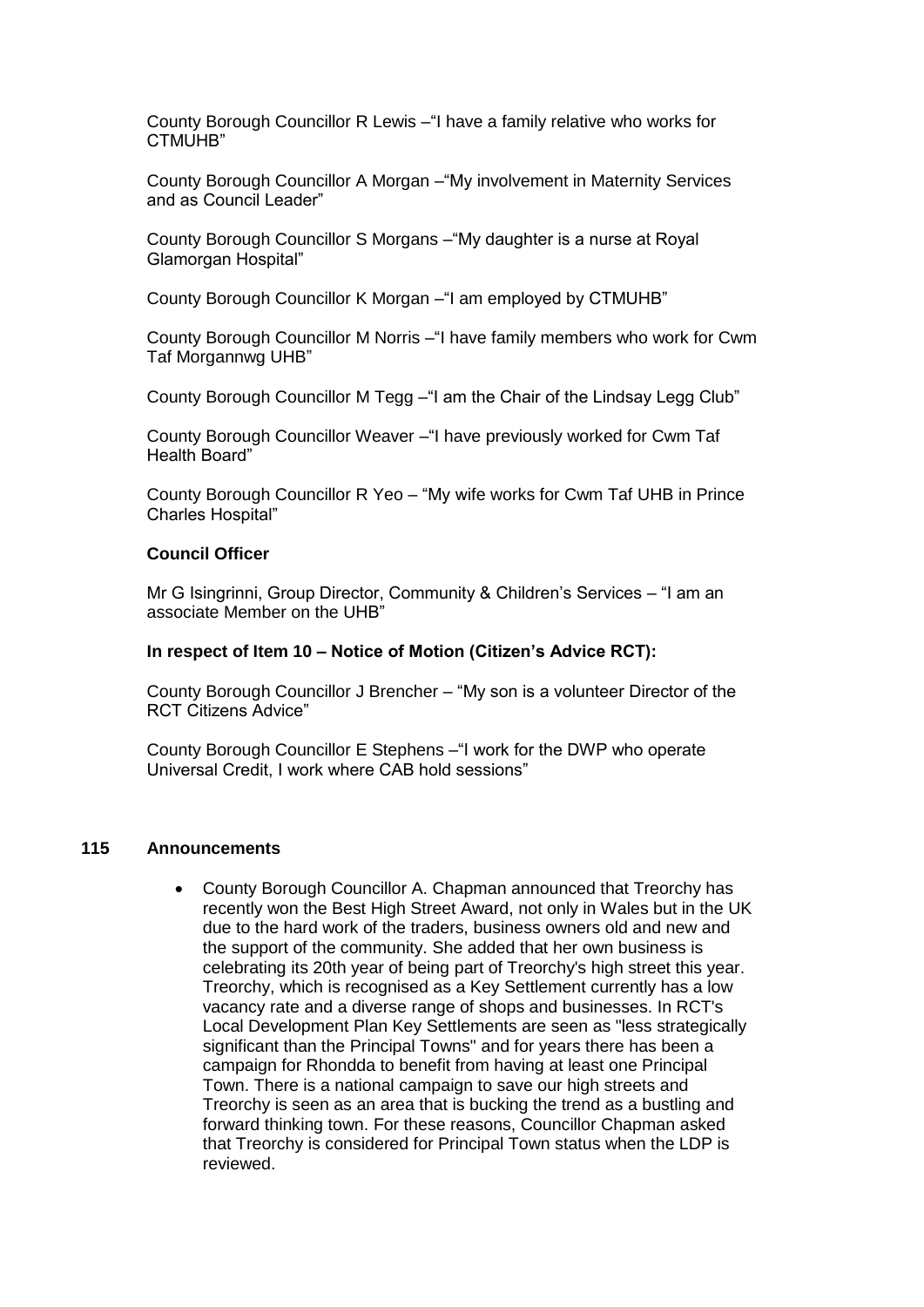County Borough Councillor R Lewis –"I have a family relative who works for CTMUHB"

County Borough Councillor A Morgan –"My involvement in Maternity Services and as Council Leader"

County Borough Councillor S Morgans –"My daughter is a nurse at Royal Glamorgan Hospital"

County Borough Councillor K Morgan –"I am employed by CTMUHB"

County Borough Councillor M Norris –"I have family members who work for Cwm Taf Morgannwg UHB"

County Borough Councillor M Tegg –"I am the Chair of the Lindsay Legg Club"

County Borough Councillor Weaver –"I have previously worked for Cwm Taf Health Board"

County Borough Councillor R Yeo – "My wife works for Cwm Taf UHB in Prince Charles Hospital"

**Council Officer**

Mr G Isingrinni, Group Director, Community & Children's Services – "I am an associate Member on the UHB"

**In respect of Item 10 – Notice of Motion (Citizen's Advice RCT):**

County Borough Councillor J Brencher – "My son is a volunteer Director of the RCT Citizens Advice"

County Borough Councillor E Stephens –"I work for the DWP who operate Universal Credit, I work where CAB hold sessions"

## 115 Announcements

- County Borough Councillor A. Chapman announced that Treorchy has recently won the Best High Street Award, not only in Wales but in the UK due to the hard work of the traders, business owners old and new and the support of the community. She added that her own business is celebrating its 20th year of being part of Treorchy's high street this year. Treorchy, which is recognised as a Key Settlement currently has a low vacancy rate and a diverse range of shops and businesses. In RCT's Local Development Plan Key Settlements are seen as "less strategically significant than the Principal Towns" and for years there has been a campaign for Rhondda to benefit from having at least one Principal Town. There is a national campaign to save our high streets and Treorchy is seen as an area that is bucking the trend as a bustling and forward thinking town. For these reasons, Councillor Chapman asked that Treorchy is considered for Principal Town status when the LDP is reviewed.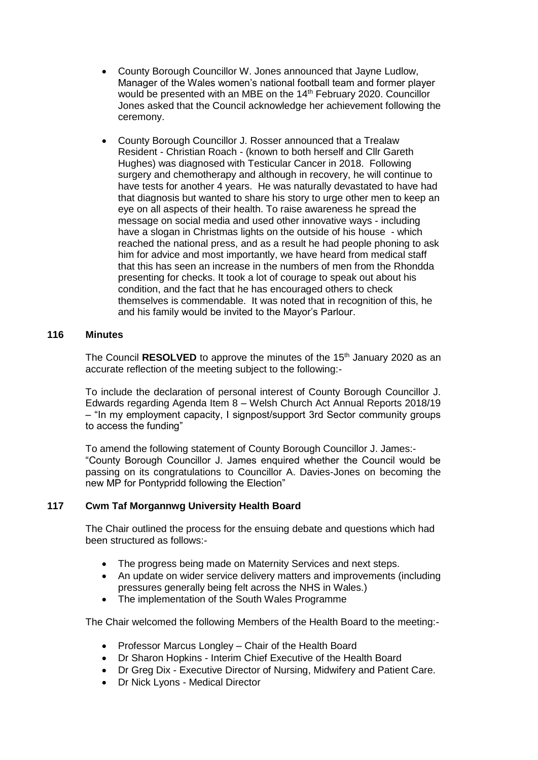- County Borough Councillor W. Jones announced that Jayne Ludlow, Manager of the Wales women's national football team and former player would be presented with an MBE on the 14th February 2020. Councillor Jones asked that the Council acknowledge her achievement following the ceremony.

- County Borough Councillor J. Rosser announced that a Trealaw Resident - Christian Roach - (known to both herself and Cllr Gareth Hughes) was diagnosed with Testicular Cancer in 2018. Following surgery and chemotherapy and although in recovery, he will continue to have tests for another 4 years. He was naturally devastated to have had that diagnosis but wanted to share his story to urge other men to keep an eye on all aspects of their health. To raise awareness he spread the message on social media and used other innovative ways - including have a slogan in Christmas lights on the outside of his house - which reached the national press, and as a result he had people phoning to ask him for advice and most importantly, we have heard from medical staff that this has seen an increase in the numbers of men from the Rhondda presenting for checks. It took a lot of courage to speak out about his condition, and the fact that he has encouraged others to check themselves is commendable. It was noted that in recognition of this, he and his family would be invited to the Mayor's Parlour.

## 116 Minutes

The Council **RESOLVED** to approve the minutes of the 15th January 2020 as an accurate reflection of the meeting subject to the following:-

To include the declaration of personal interest of County Borough Councillor J. Edwards regarding Agenda Item 8 – Welsh Church Act Annual Reports 2018/19 – "In my employment capacity, I signpost/support 3rd Sector community groups to access the funding"

To amend the following statement of County Borough Councillor J. James:- "County Borough Councillor J. James enquired whether the Council would be passing on its congratulations to Councillor A. Davies-Jones on becoming the new MP for Pontypridd following the Election"

## 117 Cwm Taf Morgannwg University Health Board

The Chair outlined the process for the ensuing debate and questions which had been structured as follows:-

- The progress being made on Maternity Services and next steps.
- An update on wider service delivery matters and improvements (including pressures generally being felt across the NHS in Wales.)
- The implementation of the South Wales Programme

The Chair welcomed the following Members of the Health Board to the meeting:-

- Professor Marcus Longley – Chair of the Health Board
- Dr Sharon Hopkins - Interim Chief Executive of the Health Board
- Dr Greg Dix - Executive Director of Nursing, Midwifery and Patient Care.
- Dr Nick Lyons - Medical Director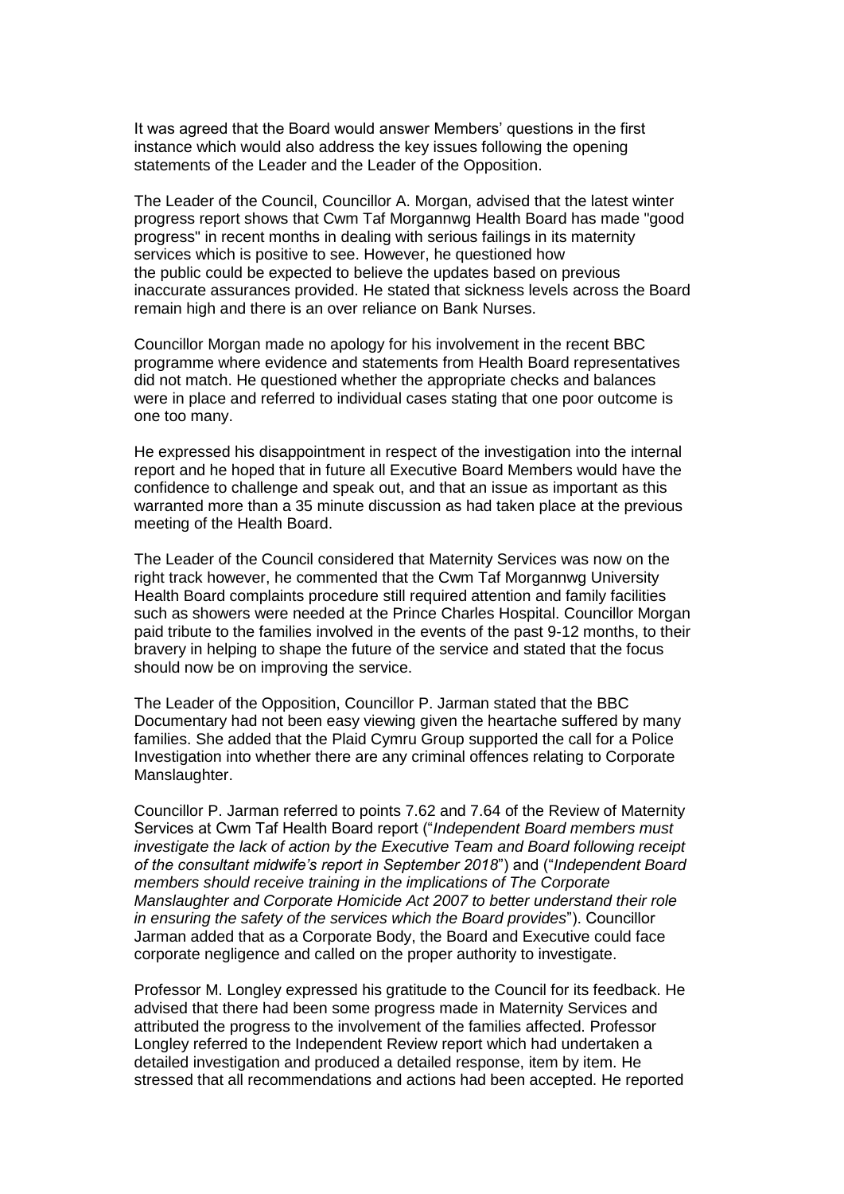It was agreed that the Board would answer Members' questions in the first instance which would also address the key issues following the opening statements of the Leader and the Leader of the Opposition.

The Leader of the Council, Councillor A. Morgan, advised that the latest winter progress report shows that Cwm Taf Morgannwg Health Board has made "good progress" in recent months in dealing with serious failings in its maternity services which is positive to see. However, he questioned how the public could be expected to believe the updates based on previous inaccurate assurances provided. He stated that sickness levels across the Board remain high and there is an over reliance on Bank Nurses.

Councillor Morgan made no apology for his involvement in the recent BBC programme where evidence and statements from Health Board representatives did not match. He questioned whether the appropriate checks and balances were in place and referred to individual cases stating that one poor outcome is one too many.

He expressed his disappointment in respect of the investigation into the internal report and he hoped that in future all Executive Board Members would have the confidence to challenge and speak out, and that an issue as important as this warranted more than a 35 minute discussion as had taken place at the previous meeting of the Health Board.

The Leader of the Council considered that Maternity Services was now on the right track however, he commented that the Cwm Taf Morgannwg University Health Board complaints procedure still required attention and family facilities such as showers were needed at the Prince Charles Hospital. Councillor Morgan paid tribute to the families involved in the events of the past 9-12 months, to their bravery in helping to shape the future of the service and stated that the focus should now be on improving the service.

The Leader of the Opposition, Councillor P. Jarman stated that the BBC Documentary had not been easy viewing given the heartache suffered by many families. She added that the Plaid Cymru Group supported the call for a Police Investigation into whether there are any criminal offences relating to Corporate Manslaughter.

Councillor P. Jarman referred to points 7.62 and 7.64 of the Review of Maternity Services at Cwm Taf Health Board report ("*Independent Board members must investigate the lack of action by the Executive Team and Board following receipt of the consultant midwife's report in September 2018*") and ("*Independent Board members should receive training in the implications of The Corporate Manslaughter and Corporate Homicide Act 2007 to better understand their role in ensuring the safety of the services which the Board provides*"). Councillor Jarman added that as a Corporate Body, the Board and Executive could face corporate negligence and called on the proper authority to investigate.

Professor M. Longley expressed his gratitude to the Council for its feedback. He advised that there had been some progress made in Maternity Services and attributed the progress to the involvement of the families affected. Professor Longley referred to the Independent Review report which had undertaken a detailed investigation and produced a detailed response, item by item. He stressed that all recommendations and actions had been accepted. He reported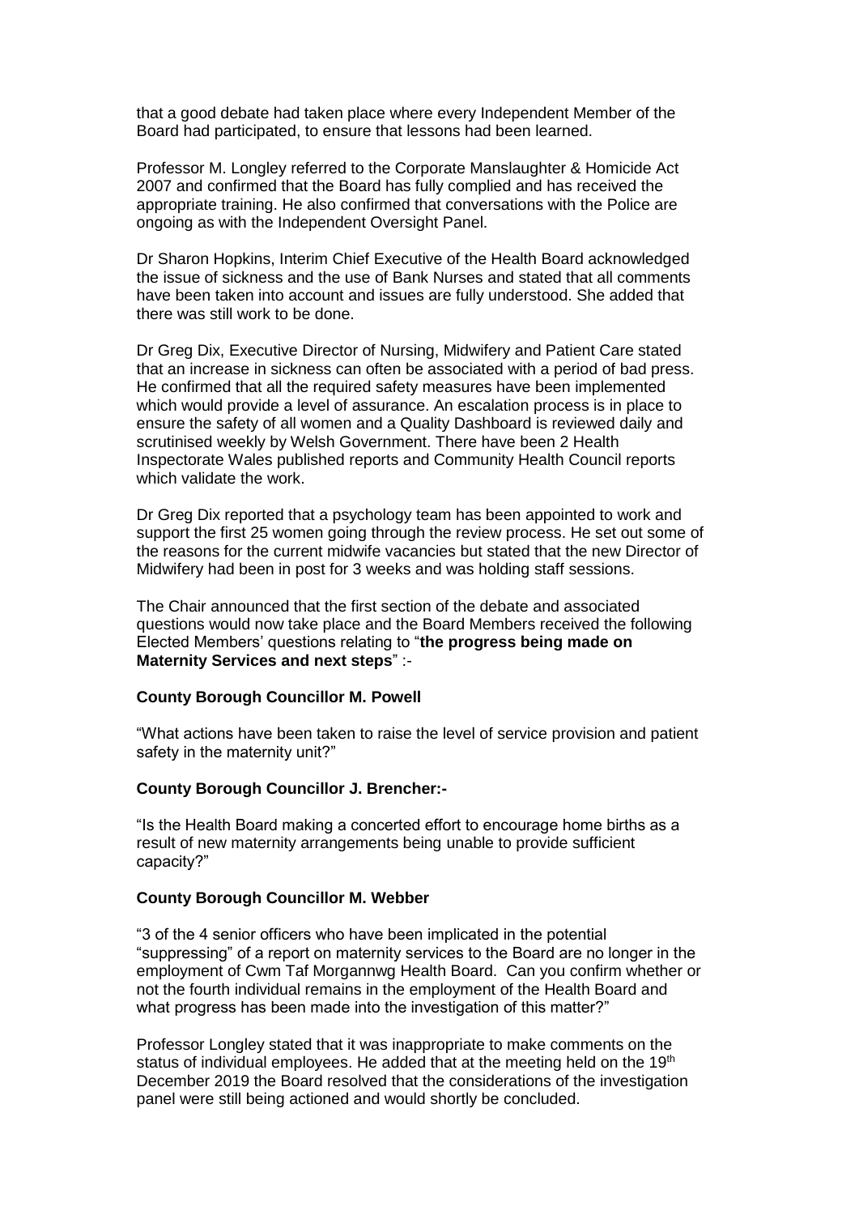that a good debate had taken place where every Independent Member of the Board had participated, to ensure that lessons had been learned.

Professor M. Longley referred to the Corporate Manslaughter & Homicide Act 2007 and confirmed that the Board has fully complied and has received the appropriate training. He also confirmed that conversations with the Police are ongoing as with the Independent Oversight Panel.

Dr Sharon Hopkins, Interim Chief Executive of the Health Board acknowledged the issue of sickness and the use of Bank Nurses and stated that all comments have been taken into account and issues are fully understood. She added that there was still work to be done.

Dr Greg Dix, Executive Director of Nursing, Midwifery and Patient Care stated that an increase in sickness can often be associated with a period of bad press. He confirmed that all the required safety measures have been implemented which would provide a level of assurance. An escalation process is in place to ensure the safety of all women and a Quality Dashboard is reviewed daily and scrutinised weekly by Welsh Government. There have been 2 Health Inspectorate Wales published reports and Community Health Council reports which validate the work.

Dr Greg Dix reported that a psychology team has been appointed to work and support the first 25 women going through the review process. He set out some of the reasons for the current midwife vacancies but stated that the new Director of Midwifery had been in post for 3 weeks and was holding staff sessions.

The Chair announced that the first section of the debate and associated questions would now take place and the Board Members received the following Elected Members' questions relating to "**the progress being made on Maternity Services and next steps**" :-

**County Borough Councillor M. Powell**

"What actions have been taken to raise the level of service provision and patient safety in the maternity unit?"

**County Borough Councillor J. Brencher:-**

"Is the Health Board making a concerted effort to encourage home births as a result of new maternity arrangements being unable to provide sufficient capacity?"

**County Borough Councillor M. Webber**

"3 of the 4 senior officers who have been implicated in the potential "suppressing" of a report on maternity services to the Board are no longer in the employment of Cwm Taf Morgannwg Health Board. Can you confirm whether or not the fourth individual remains in the employment of the Health Board and what progress has been made into the investigation of this matter?"

Professor Longley stated that it was inappropriate to make comments on the status of individual employees. He added that at the meeting held on the 19th December 2019 the Board resolved that the considerations of the investigation panel were still being actioned and would shortly be concluded.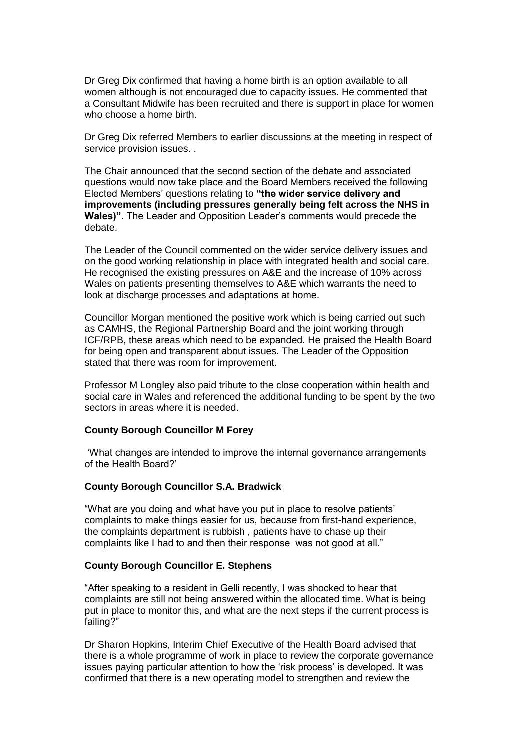Dr Greg Dix confirmed that having a home birth is an option available to all women although is not encouraged due to capacity issues. He commented that a Consultant Midwife has been recruited and there is support in place for women who choose a home birth.

Dr Greg Dix referred Members to earlier discussions at the meeting in respect of service provision issues. .

The Chair announced that the second section of the debate and associated questions would now take place and the Board Members received the following Elected Members' questions relating to **"the wider service delivery and improvements (including pressures generally being felt across the NHS in Wales)".** The Leader and Opposition Leader's comments would precede the debate.

The Leader of the Council commented on the wider service delivery issues and on the good working relationship in place with integrated health and social care. He recognised the existing pressures on A&E and the increase of 10% across Wales on patients presenting themselves to A&E which warrants the need to look at discharge processes and adaptations at home.

Councillor Morgan mentioned the positive work which is being carried out such as CAMHS, the Regional Partnership Board and the joint working through ICF/RPB, these areas which need to be expanded. He praised the Health Board for being open and transparent about issues. The Leader of the Opposition stated that there was room for improvement.

Professor M Longley also paid tribute to the close cooperation within health and social care in Wales and referenced the additional funding to be spent by the two sectors in areas where it is needed.

**County Borough Councillor M Forey**

'What changes are intended to improve the internal governance arrangements of the Health Board?'

**County Borough Councillor S.A. Bradwick**

"What are you doing and what have you put in place to resolve patients' complaints to make things easier for us, because from first-hand experience, the complaints department is rubbish , patients have to chase up their complaints like I had to and then their response was not good at all."

**County Borough Councillor E. Stephens**

"After speaking to a resident in Gelli recently, I was shocked to hear that complaints are still not being answered within the allocated time. What is being put in place to monitor this, and what are the next steps if the current process is failing?"

Dr Sharon Hopkins, Interim Chief Executive of the Health Board advised that there is a whole programme of work in place to review the corporate governance issues paying particular attention to how the 'risk process' is developed. It was confirmed that there is a new operating model to strengthen and review the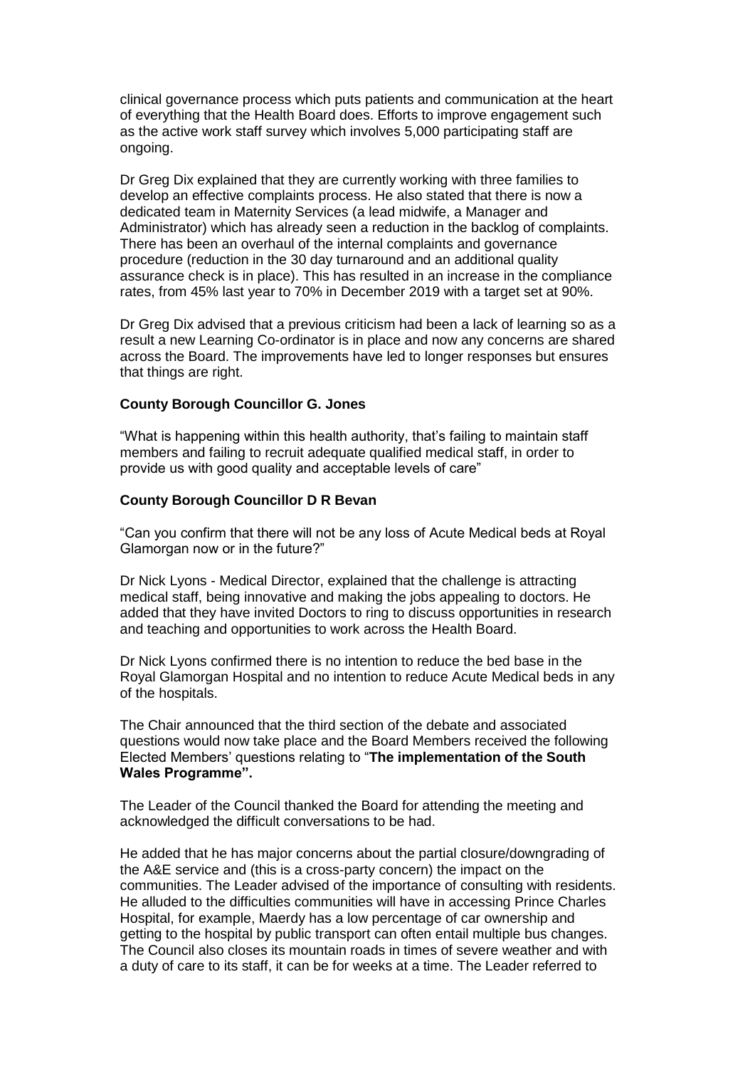clinical governance process which puts patients and communication at the heart of everything that the Health Board does. Efforts to improve engagement such as the active work staff survey which involves 5,000 participating staff are ongoing.

Dr Greg Dix explained that they are currently working with three families to develop an effective complaints process. He also stated that there is now a dedicated team in Maternity Services (a lead midwife, a Manager and Administrator) which has already seen a reduction in the backlog of complaints. There has been an overhaul of the internal complaints and governance procedure (reduction in the 30 day turnaround and an additional quality assurance check is in place). This has resulted in an increase in the compliance rates, from 45% last year to 70% in December 2019 with a target set at 90%.

Dr Greg Dix advised that a previous criticism had been a lack of learning so as a result a new Learning Co-ordinator is in place and now any concerns are shared across the Board. The improvements have led to longer responses but ensures that things are right.

**County Borough Councillor G. Jones**

"What is happening within this health authority, that's failing to maintain staff members and failing to recruit adequate qualified medical staff, in order to provide us with good quality and acceptable levels of care"

**County Borough Councillor D R Bevan**

"Can you confirm that there will not be any loss of Acute Medical beds at Royal Glamorgan now or in the future?"

Dr Nick Lyons - Medical Director, explained that the challenge is attracting medical staff, being innovative and making the jobs appealing to doctors. He added that they have invited Doctors to ring to discuss opportunities in research and teaching and opportunities to work across the Health Board.

Dr Nick Lyons confirmed there is no intention to reduce the bed base in the Royal Glamorgan Hospital and no intention to reduce Acute Medical beds in any of the hospitals.

The Chair announced that the third section of the debate and associated questions would now take place and the Board Members received the following Elected Members' questions relating to "**The implementation of the South Wales Programme".**

The Leader of the Council thanked the Board for attending the meeting and acknowledged the difficult conversations to be had.

He added that he has major concerns about the partial closure/downgrading of the A&E service and (this is a cross-party concern) the impact on the communities. The Leader advised of the importance of consulting with residents. He alluded to the difficulties communities will have in accessing Prince Charles Hospital, for example, Maerdy has a low percentage of car ownership and getting to the hospital by public transport can often entail multiple bus changes. The Council also closes its mountain roads in times of severe weather and with a duty of care to its staff, it can be for weeks at a time. The Leader referred to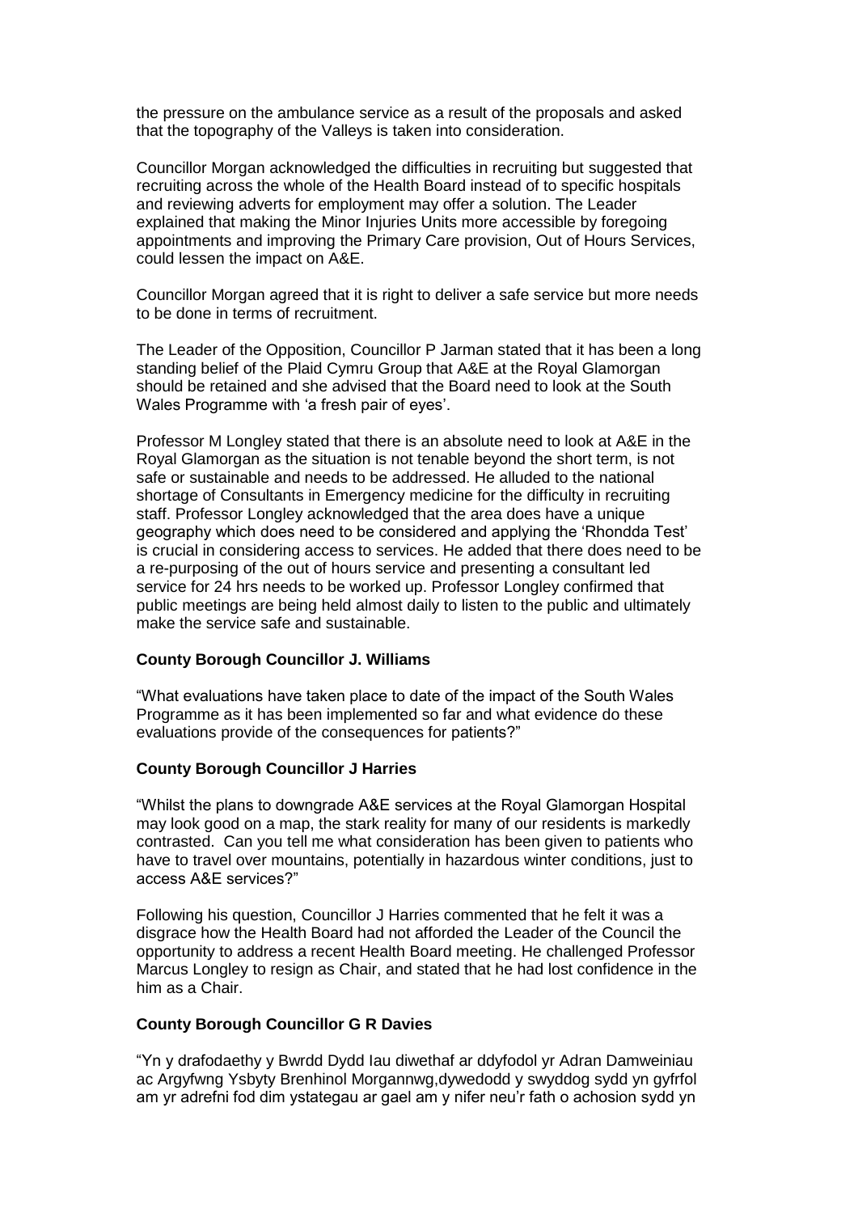the pressure on the ambulance service as a result of the proposals and asked that the topography of the Valleys is taken into consideration.

Councillor Morgan acknowledged the difficulties in recruiting but suggested that recruiting across the whole of the Health Board instead of to specific hospitals and reviewing adverts for employment may offer a solution. The Leader explained that making the Minor Injuries Units more accessible by foregoing appointments and improving the Primary Care provision, Out of Hours Services, could lessen the impact on A&E.

Councillor Morgan agreed that it is right to deliver a safe service but more needs to be done in terms of recruitment.

The Leader of the Opposition, Councillor P Jarman stated that it has been a long standing belief of the Plaid Cymru Group that A&E at the Royal Glamorgan should be retained and she advised that the Board need to look at the South Wales Programme with 'a fresh pair of eyes'.

Professor M Longley stated that there is an absolute need to look at A&E in the Royal Glamorgan as the situation is not tenable beyond the short term, is not safe or sustainable and needs to be addressed. He alluded to the national shortage of Consultants in Emergency medicine for the difficulty in recruiting staff. Professor Longley acknowledged that the area does have a unique geography which does need to be considered and applying the 'Rhondda Test' is crucial in considering access to services. He added that there does need to be a re-purposing of the out of hours service and presenting a consultant led service for 24 hrs needs to be worked up. Professor Longley confirmed that public meetings are being held almost daily to listen to the public and ultimately make the service safe and sustainable.

**County Borough Councillor J. Williams**

"What evaluations have taken place to date of the impact of the South Wales Programme as it has been implemented so far and what evidence do these evaluations provide of the consequences for patients?"

**County Borough Councillor J Harries**

"Whilst the plans to downgrade A&E services at the Royal Glamorgan Hospital may look good on a map, the stark reality for many of our residents is markedly contrasted. Can you tell me what consideration has been given to patients who have to travel over mountains, potentially in hazardous winter conditions, just to access A&E services?"

Following his question, Councillor J Harries commented that he felt it was a disgrace how the Health Board had not afforded the Leader of the Council the opportunity to address a recent Health Board meeting. He challenged Professor Marcus Longley to resign as Chair, and stated that he had lost confidence in the him as a Chair.

**County Borough Councillor G R Davies**

"Yn y drafodaethy y Bwrdd Dydd Iau diwethaf ar ddyfodol yr Adran Damweiniau ac Argyfwng Ysbyty Brenhinol Morgannwg,dywedodd y swyddog sydd yn gyfrfol am yr adrefni fod dim ystategau ar gael am y nifer neu'r fath o achosion sydd yn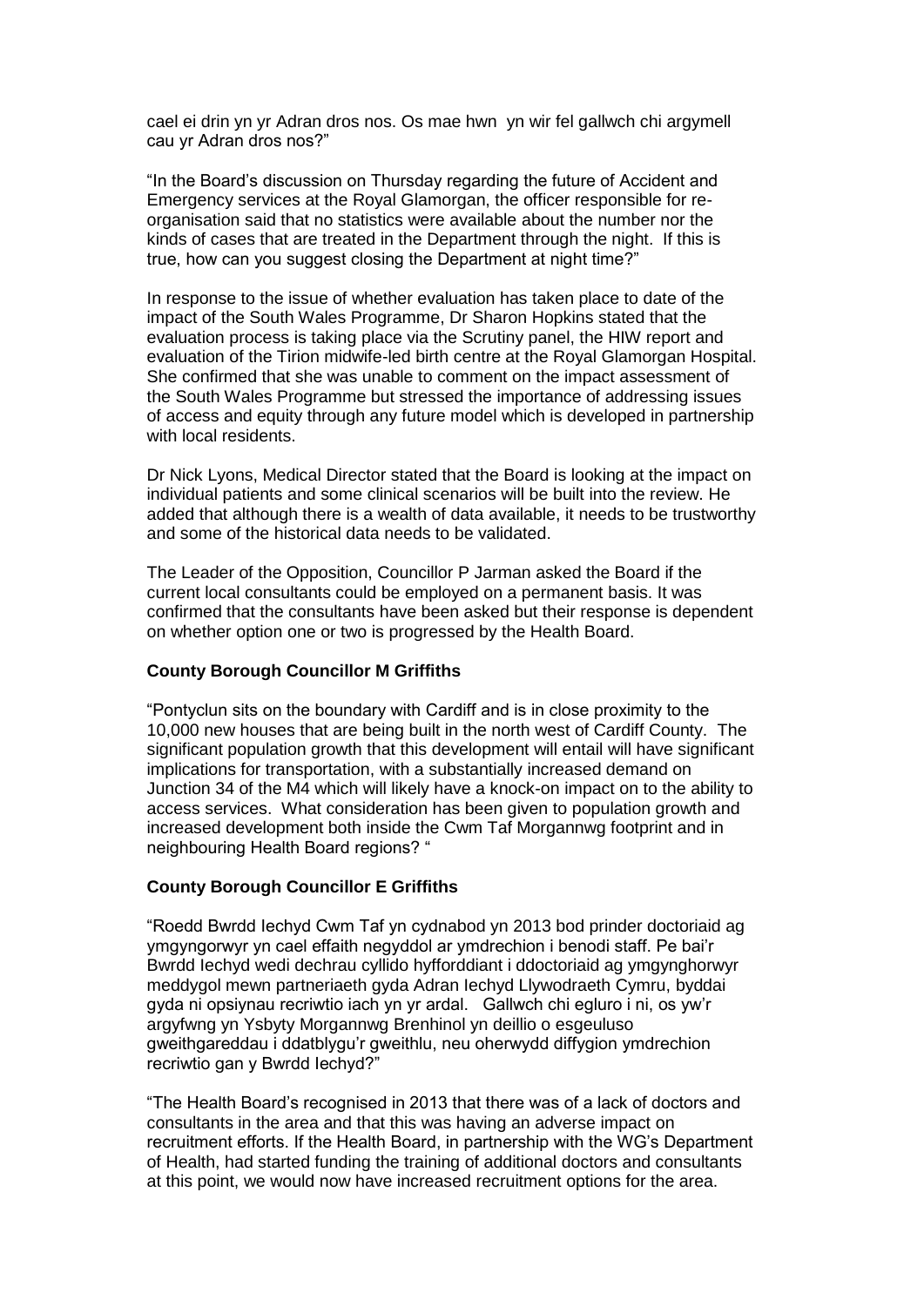cael ei drin yn yr Adran dros nos. Os mae hwn yn wir fel gallwch chi argymell cau yr Adran dros nos?"

"In the Board's discussion on Thursday regarding the future of Accident and Emergency services at the Royal Glamorgan, the officer responsible for re-organisation said that no statistics were available about the number nor the kinds of cases that are treated in the Department through the night. If this is true, how can you suggest closing the Department at night time?"

In response to the issue of whether evaluation has taken place to date of the impact of the South Wales Programme, Dr Sharon Hopkins stated that the evaluation process is taking place via the Scrutiny panel, the HIW report and evaluation of the Tirion midwife-led birth centre at the Royal Glamorgan Hospital. She confirmed that she was unable to comment on the impact assessment of the South Wales Programme but stressed the importance of addressing issues of access and equity through any future model which is developed in partnership with local residents.

Dr Nick Lyons, Medical Director stated that the Board is looking at the impact on individual patients and some clinical scenarios will be built into the review. He added that although there is a wealth of data available, it needs to be trustworthy and some of the historical data needs to be validated.

The Leader of the Opposition, Councillor P Jarman asked the Board if the current local consultants could be employed on a permanent basis. It was confirmed that the consultants have been asked but their response is dependent on whether option one or two is progressed by the Health Board.

**County Borough Councillor M Griffiths**

"Pontyclun sits on the boundary with Cardiff and is in close proximity to the 10,000 new houses that are being built in the north west of Cardiff County. The significant population growth that this development will entail will have significant implications for transportation, with a substantially increased demand on Junction 34 of the M4 which will likely have a knock-on impact on to the ability to access services. What consideration has been given to population growth and increased development both inside the Cwm Taf Morgannwg footprint and in neighbouring Health Board regions? "

**County Borough Councillor E Griffiths**

"Roedd Bwrdd Iechyd Cwm Taf yn cydnabod yn 2013 bod prinder doctoriaid ag ymgyngorwyr yn cael effaith negyddol ar ymdrechion i benodi staff. Pe bai'r Bwrdd Iechyd wedi dechrau cyllido hyfforddiant i ddoctoriaid ag ymgynghorwyr meddygol mewn partneriaeth gyda Adran Iechyd Llywodraeth Cymru, byddai gyda ni opsiynau recriwtio iach yn yr ardal. Gallwch chi egluro i ni, os yw'r argyfwng yn Ysbyty Morgannwg Brenhinol yn deillio o esgeuluso gweithgareddau i ddatblygu'r gweithlu, neu oherwydd diffygion ymdrechion recriwtio gan y Bwrdd Iechyd?"

"The Health Board's recognised in 2013 that there was of a lack of doctors and consultants in the area and that this was having an adverse impact on recruitment efforts. If the Health Board, in partnership with the WG's Department of Health, had started funding the training of additional doctors and consultants at this point, we would now have increased recruitment options for the area.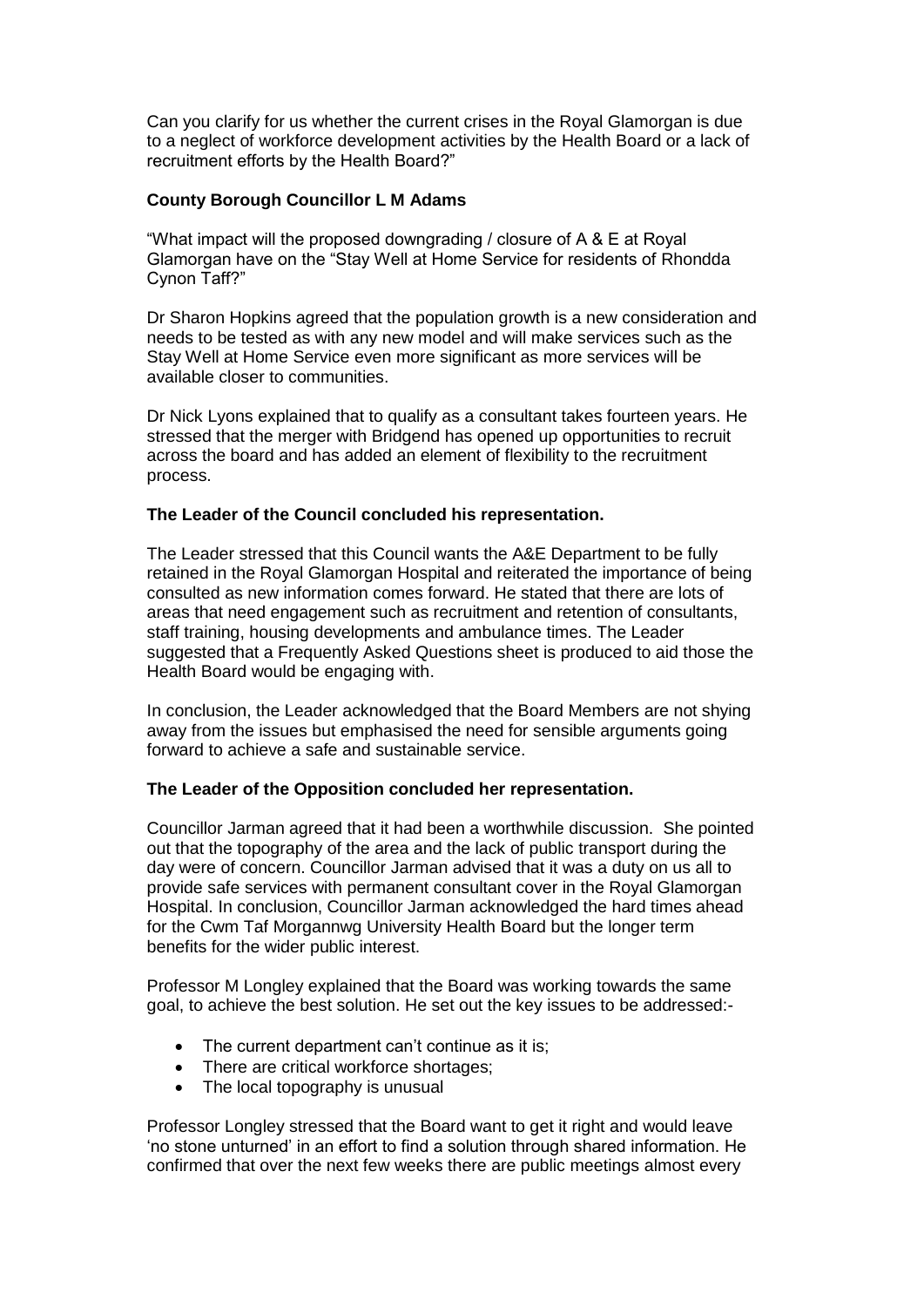Can you clarify for us whether the current crises in the Royal Glamorgan is due to a neglect of workforce development activities by the Health Board or a lack of recruitment efforts by the Health Board?"

**County Borough Councillor L M Adams**

"What impact will the proposed downgrading / closure of A & E at Royal Glamorgan have on the "Stay Well at Home Service for residents of Rhondda Cynon Taff?"

Dr Sharon Hopkins agreed that the population growth is a new consideration and needs to be tested as with any new model and will make services such as the Stay Well at Home Service even more significant as more services will be available closer to communities.

Dr Nick Lyons explained that to qualify as a consultant takes fourteen years. He stressed that the merger with Bridgend has opened up opportunities to recruit across the board and has added an element of flexibility to the recruitment process.

**The Leader of the Council concluded his representation.**

The Leader stressed that this Council wants the A&E Department to be fully retained in the Royal Glamorgan Hospital and reiterated the importance of being consulted as new information comes forward. He stated that there are lots of areas that need engagement such as recruitment and retention of consultants, staff training, housing developments and ambulance times. The Leader suggested that a Frequently Asked Questions sheet is produced to aid those the Health Board would be engaging with.

In conclusion, the Leader acknowledged that the Board Members are not shying away from the issues but emphasised the need for sensible arguments going forward to achieve a safe and sustainable service.

**The Leader of the Opposition concluded her representation.**

Councillor Jarman agreed that it had been a worthwhile discussion. She pointed out that the topography of the area and the lack of public transport during the day were of concern. Councillor Jarman advised that it was a duty on us all to provide safe services with permanent consultant cover in the Royal Glamorgan Hospital. In conclusion, Councillor Jarman acknowledged the hard times ahead for the Cwm Taf Morgannwg University Health Board but the longer term benefits for the wider public interest.

Professor M Longley explained that the Board was working towards the same goal, to achieve the best solution. He set out the key issues to be addressed:-

- The current department can't continue as it is;
- There are critical workforce shortages;
- The local topography is unusual

Professor Longley stressed that the Board want to get it right and would leave 'no stone unturned' in an effort to find a solution through shared information. He confirmed that over the next few weeks there are public meetings almost every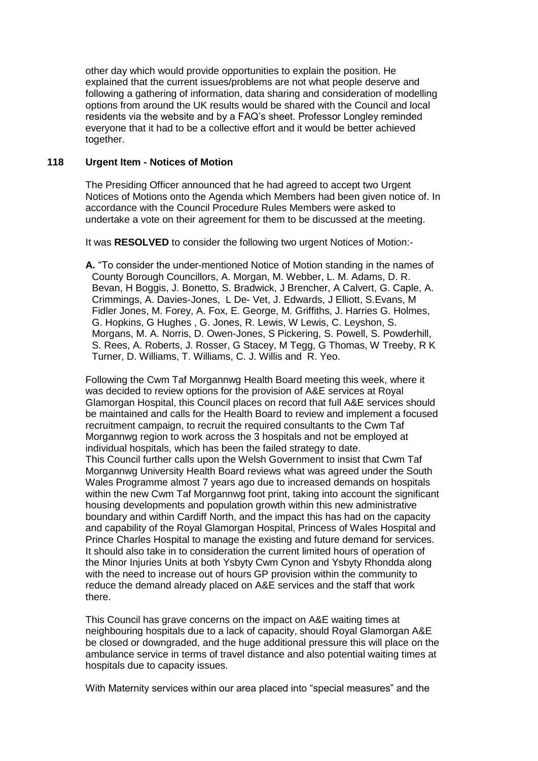other day which would provide opportunities to explain the position. He explained that the current issues/problems are not what people deserve and following a gathering of information, data sharing and consideration of modelling options from around the UK results would be shared with the Council and local residents via the website and by a FAQ's sheet. Professor Longley reminded everyone that it had to be a collective effort and it would be better achieved together.

## 118 Urgent Item - Notices of Motion

The Presiding Officer announced that he had agreed to accept two Urgent Notices of Motions onto the Agenda which Members had been given notice of. In accordance with the Council Procedure Rules Members were asked to undertake a vote on their agreement for them to be discussed at the meeting.

It was **RESOLVED** to consider the following two urgent Notices of Motion:-

**A.** "To consider the under-mentioned Notice of Motion standing in the names of County Borough Councillors, A. Morgan, M. Webber, L. M. Adams, D. R. Bevan, H Boggis, J. Bonetto, S. Bradwick, J Brencher, A Calvert, G. Caple, A. Crimmings, A. Davies-Jones, L De- Vet, J. Edwards, J Elliott, S.Evans, M Fidler Jones, M. Forey, A. Fox, E. George, M. Griffiths, J. Harries G. Holmes, G. Hopkins, G Hughes , G. Jones, R. Lewis, W Lewis, C. Leyshon, S. Morgans, M. A. Norris, D. Owen-Jones, S Pickering, S. Powell, S. Powderhill, S. Rees, A. Roberts, J. Rosser, G Stacey, M Tegg, G Thomas, W Treeby, R K Turner, D. Williams, T. Williams, C. J. Willis and R. Yeo.

Following the Cwm Taf Morgannwg Health Board meeting this week, where it was decided to review options for the provision of A&E services at Royal Glamorgan Hospital, this Council places on record that full A&E services should be maintained and calls for the Health Board to review and implement a focused recruitment campaign, to recruit the required consultants to the Cwm Taf Morgannwg region to work across the 3 hospitals and not be employed at individual hospitals, which has been the failed strategy to date.
This Council further calls upon the Welsh Government to insist that Cwm Taf Morgannwg University Health Board reviews what was agreed under the South Wales Programme almost 7 years ago due to increased demands on hospitals within the new Cwm Taf Morgannwg foot print, taking into account the significant housing developments and population growth within this new administrative boundary and within Cardiff North, and the impact this has had on the capacity and capability of the Royal Glamorgan Hospital, Princess of Wales Hospital and Prince Charles Hospital to manage the existing and future demand for services. It should also take in to consideration the current limited hours of operation of the Minor Injuries Units at both Ysbyty Cwm Cynon and Ysbyty Rhondda along with the need to increase out of hours GP provision within the community to reduce the demand already placed on A&E services and the staff that work there.

This Council has grave concerns on the impact on A&E waiting times at neighbouring hospitals due to a lack of capacity, should Royal Glamorgan A&E be closed or downgraded, and the huge additional pressure this will place on the ambulance service in terms of travel distance and also potential waiting times at hospitals due to capacity issues.

With Maternity services within our area placed into "special measures" and the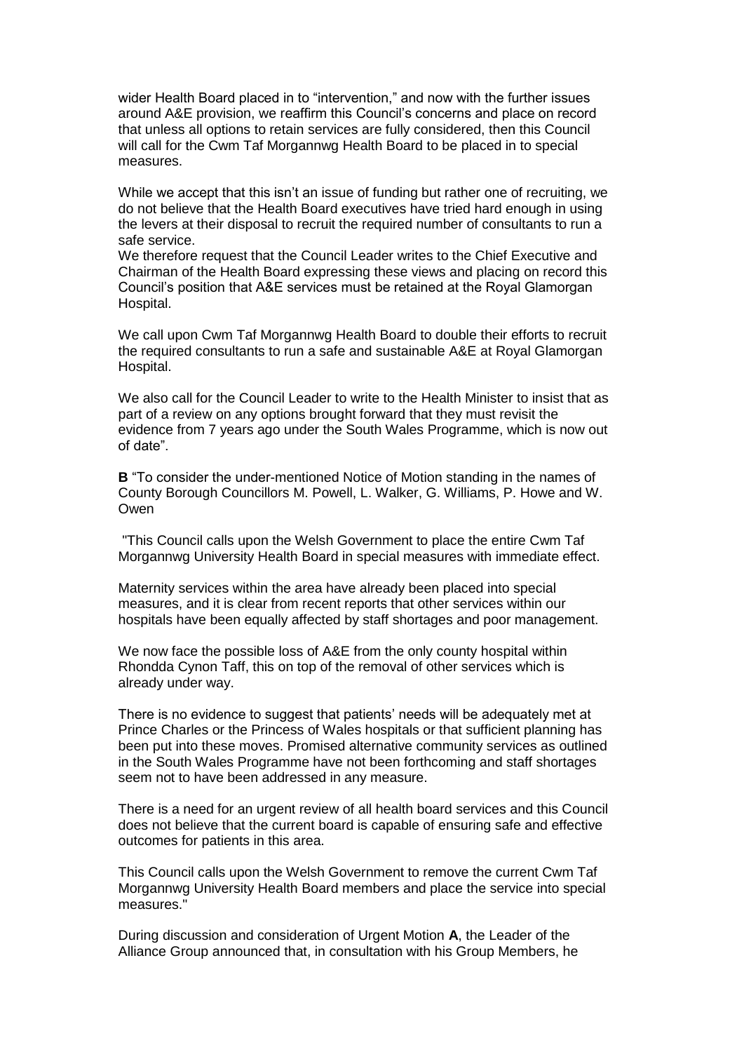wider Health Board placed in to "intervention," and now with the further issues around A&E provision, we reaffirm this Council's concerns and place on record that unless all options to retain services are fully considered, then this Council will call for the Cwm Taf Morgannwg Health Board to be placed in to special measures.

While we accept that this isn't an issue of funding but rather one of recruiting, we do not believe that the Health Board executives have tried hard enough in using the levers at their disposal to recruit the required number of consultants to run a safe service.
We therefore request that the Council Leader writes to the Chief Executive and Chairman of the Health Board expressing these views and placing on record this Council's position that A&E services must be retained at the Royal Glamorgan Hospital.

We call upon Cwm Taf Morgannwg Health Board to double their efforts to recruit the required consultants to run a safe and sustainable A&E at Royal Glamorgan Hospital.

We also call for the Council Leader to write to the Health Minister to insist that as part of a review on any options brought forward that they must revisit the evidence from 7 years ago under the South Wales Programme, which is now out of date".

**B** "To consider the under-mentioned Notice of Motion standing in the names of County Borough Councillors M. Powell, L. Walker, G. Williams, P. Howe and W. Owen

"This Council calls upon the Welsh Government to place the entire Cwm Taf Morgannwg University Health Board in special measures with immediate effect.

Maternity services within the area have already been placed into special measures, and it is clear from recent reports that other services within our hospitals have been equally affected by staff shortages and poor management.

We now face the possible loss of A&E from the only county hospital within Rhondda Cynon Taff, this on top of the removal of other services which is already under way.

There is no evidence to suggest that patients' needs will be adequately met at Prince Charles or the Princess of Wales hospitals or that sufficient planning has been put into these moves. Promised alternative community services as outlined in the South Wales Programme have not been forthcoming and staff shortages seem not to have been addressed in any measure.

There is a need for an urgent review of all health board services and this Council does not believe that the current board is capable of ensuring safe and effective outcomes for patients in this area.

This Council calls upon the Welsh Government to remove the current Cwm Taf Morgannwg University Health Board members and place the service into special measures."

During discussion and consideration of Urgent Motion **A**, the Leader of the Alliance Group announced that, in consultation with his Group Members, he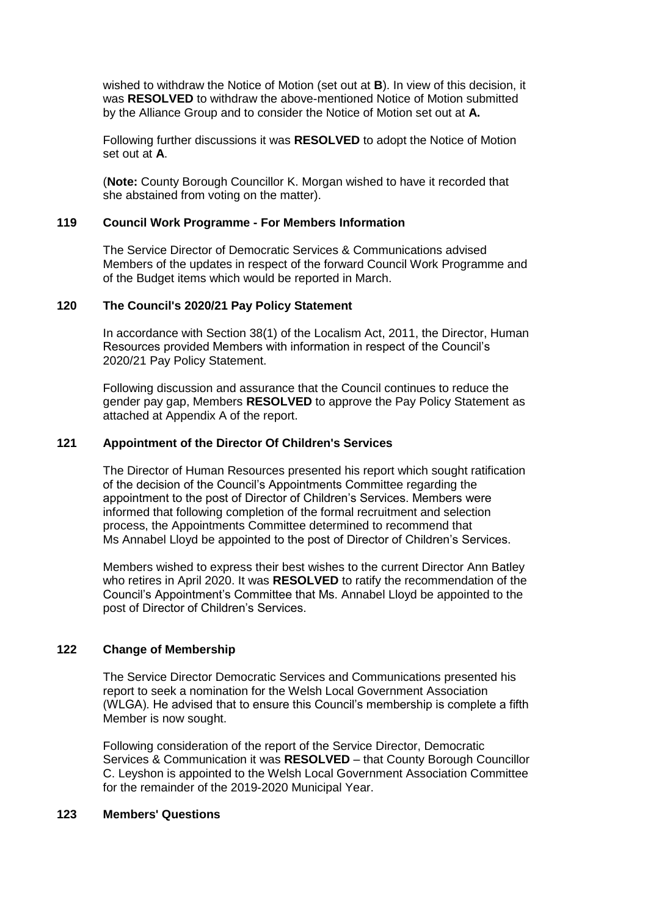wished to withdraw the Notice of Motion (set out at **B**). In view of this decision, it was **RESOLVED** to withdraw the above-mentioned Notice of Motion submitted by the Alliance Group and to consider the Notice of Motion set out at **A.**

Following further discussions it was **RESOLVED** to adopt the Notice of Motion set out at **A**.

(**Note:** County Borough Councillor K. Morgan wished to have it recorded that she abstained from voting on the matter).

### 119 Council Work Programme - For Members Information

The Service Director of Democratic Services & Communications advised Members of the updates in respect of the forward Council Work Programme and of the Budget items which would be reported in March.

### 120 The Council's 2020/21 Pay Policy Statement

In accordance with Section 38(1) of the Localism Act, 2011, the Director, Human Resources provided Members with information in respect of the Council's 2020/21 Pay Policy Statement.

Following discussion and assurance that the Council continues to reduce the gender pay gap, Members **RESOLVED** to approve the Pay Policy Statement as attached at Appendix A of the report.

### 121 Appointment of the Director Of Children's Services

The Director of Human Resources presented his report which sought ratification of the decision of the Council's Appointments Committee regarding the appointment to the post of Director of Children's Services. Members were informed that following completion of the formal recruitment and selection process, the Appointments Committee determined to recommend that Ms Annabel Lloyd be appointed to the post of Director of Children's Services.

Members wished to express their best wishes to the current Director Ann Batley who retires in April 2020. It was **RESOLVED** to ratify the recommendation of the Council's Appointment's Committee that Ms. Annabel Lloyd be appointed to the post of Director of Children's Services.

### 122 Change of Membership

The Service Director Democratic Services and Communications presented his report to seek a nomination for the Welsh Local Government Association (WLGA). He advised that to ensure this Council's membership is complete a fifth Member is now sought.

Following consideration of the report of the Service Director, Democratic Services & Communication it was **RESOLVED** – that County Borough Councillor C. Leyshon is appointed to the Welsh Local Government Association Committee for the remainder of the 2019-2020 Municipal Year.

### 123 Members' Questions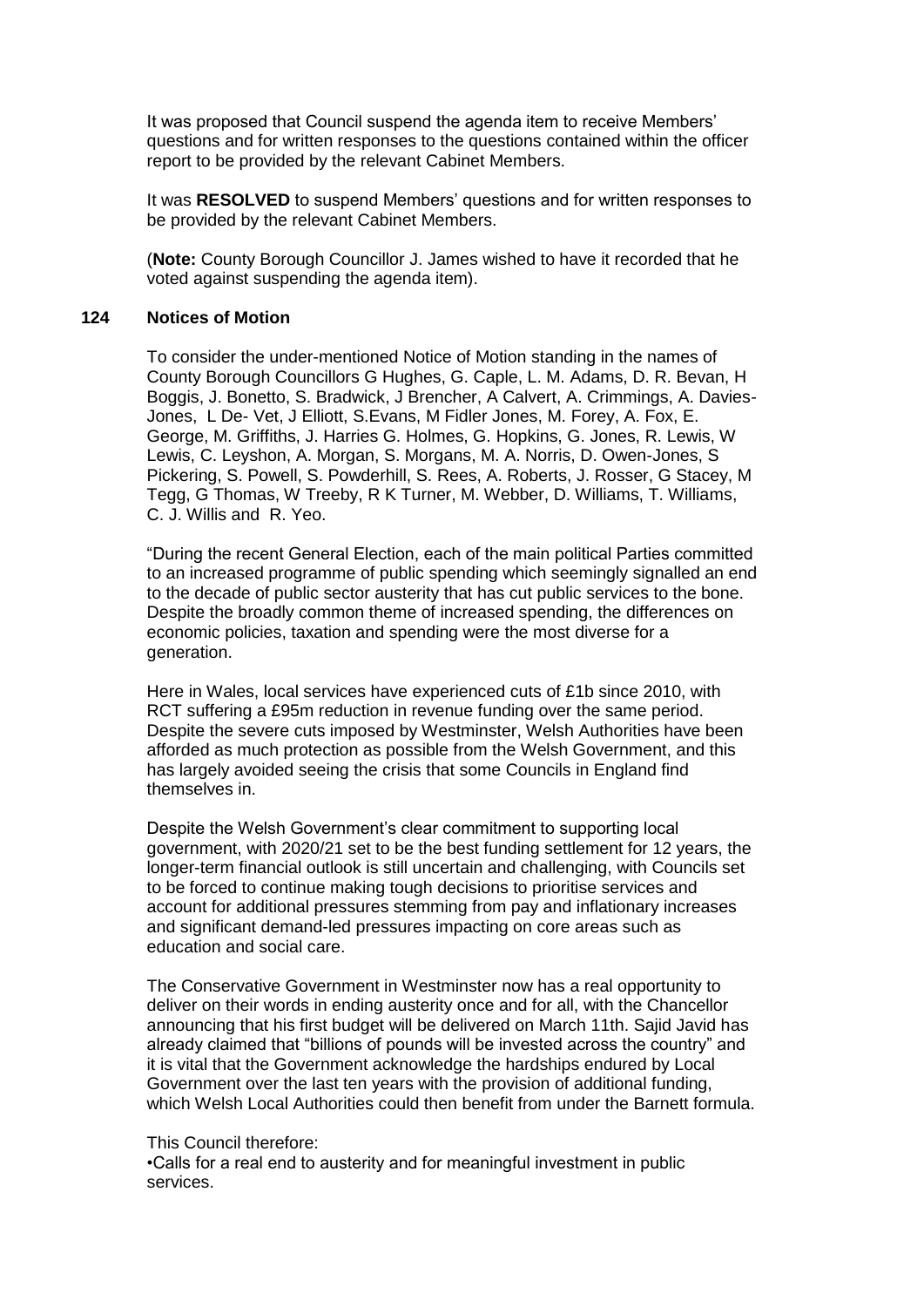It was proposed that Council suspend the agenda item to receive Members' questions and for written responses to the questions contained within the officer report to be provided by the relevant Cabinet Members.

It was **RESOLVED** to suspend Members' questions and for written responses to be provided by the relevant Cabinet Members.

(**Note:** County Borough Councillor J. James wished to have it recorded that he voted against suspending the agenda item).

## 124 Notices of Motion

To consider the under-mentioned Notice of Motion standing in the names of County Borough Councillors G Hughes, G. Caple, L. M. Adams, D. R. Bevan, H Boggis, J. Bonetto, S. Bradwick, J Brencher, A Calvert, A. Crimmings, A. Davies-Jones, L De- Vet, J Elliott, S.Evans, M Fidler Jones, M. Forey, A. Fox, E. George, M. Griffiths, J. Harries G. Holmes, G. Hopkins, G. Jones, R. Lewis, W Lewis, C. Leyshon, A. Morgan, S. Morgans, M. A. Norris, D. Owen-Jones, S Pickering, S. Powell, S. Powderhill, S. Rees, A. Roberts, J. Rosser, G Stacey, M Tegg, G Thomas, W Treeby, R K Turner, M. Webber, D. Williams, T. Williams, C. J. Willis and R. Yeo.

"During the recent General Election, each of the main political Parties committed to an increased programme of public spending which seemingly signalled an end to the decade of public sector austerity that has cut public services to the bone. Despite the broadly common theme of increased spending, the differences on economic policies, taxation and spending were the most diverse for a generation.

Here in Wales, local services have experienced cuts of £1b since 2010, with RCT suffering a £95m reduction in revenue funding over the same period. Despite the severe cuts imposed by Westminster, Welsh Authorities have been afforded as much protection as possible from the Welsh Government, and this has largely avoided seeing the crisis that some Councils in England find themselves in.

Despite the Welsh Government's clear commitment to supporting local government, with 2020/21 set to be the best funding settlement for 12 years, the longer-term financial outlook is still uncertain and challenging, with Councils set to be forced to continue making tough decisions to prioritise services and account for additional pressures stemming from pay and inflationary increases and significant demand-led pressures impacting on core areas such as education and social care.

The Conservative Government in Westminster now has a real opportunity to deliver on their words in ending austerity once and for all, with the Chancellor announcing that his first budget will be delivered on March 11th. Sajid Javid has already claimed that "billions of pounds will be invested across the country" and it is vital that the Government acknowledge the hardships endured by Local Government over the last ten years with the provision of additional funding, which Welsh Local Authorities could then benefit from under the Barnett formula.

This Council therefore:

- Calls for a real end to austerity and for meaningful investment in public services.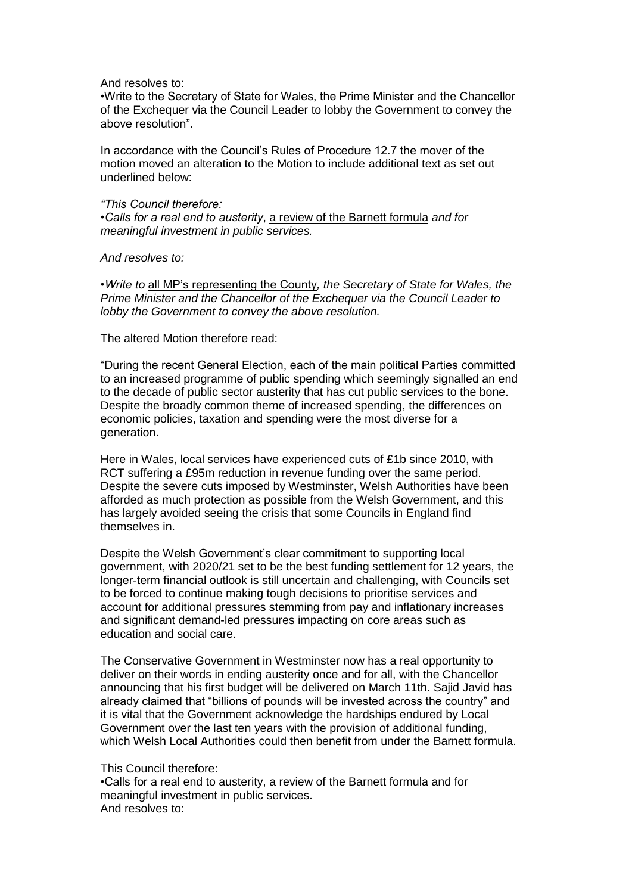And resolves to:

•Write to the Secretary of State for Wales, the Prime Minister and the Chancellor of the Exchequer via the Council Leader to lobby the Government to convey the above resolution".

In accordance with the Council's Rules of Procedure 12.7 the mover of the motion moved an alteration to the Motion to include additional text as set out underlined below:

*"This Council therefore:*

*•Calls for a real end to austerity*, <u>a review of the Barnett formula</u> *and for meaningful investment in public services.*

*And resolves to:*

*•Write to* <u>all MP's representing the County</u>*, the Secretary of State for Wales, the Prime Minister and the Chancellor of the Exchequer via the Council Leader to lobby the Government to convey the above resolution.*

The altered Motion therefore read:

"During the recent General Election, each of the main political Parties committed to an increased programme of public spending which seemingly signalled an end to the decade of public sector austerity that has cut public services to the bone. Despite the broadly common theme of increased spending, the differences on economic policies, taxation and spending were the most diverse for a generation.

Here in Wales, local services have experienced cuts of £1b since 2010, with RCT suffering a £95m reduction in revenue funding over the same period. Despite the severe cuts imposed by Westminster, Welsh Authorities have been afforded as much protection as possible from the Welsh Government, and this has largely avoided seeing the crisis that some Councils in England find themselves in.

Despite the Welsh Government's clear commitment to supporting local government, with 2020/21 set to be the best funding settlement for 12 years, the longer-term financial outlook is still uncertain and challenging, with Councils set to be forced to continue making tough decisions to prioritise services and account for additional pressures stemming from pay and inflationary increases and significant demand-led pressures impacting on core areas such as education and social care.

The Conservative Government in Westminster now has a real opportunity to deliver on their words in ending austerity once and for all, with the Chancellor announcing that his first budget will be delivered on March 11th. Sajid Javid has already claimed that "billions of pounds will be invested across the country" and it is vital that the Government acknowledge the hardships endured by Local Government over the last ten years with the provision of additional funding, which Welsh Local Authorities could then benefit from under the Barnett formula.

This Council therefore:

•Calls for a real end to austerity, a review of the Barnett formula and for meaningful investment in public services.

And resolves to: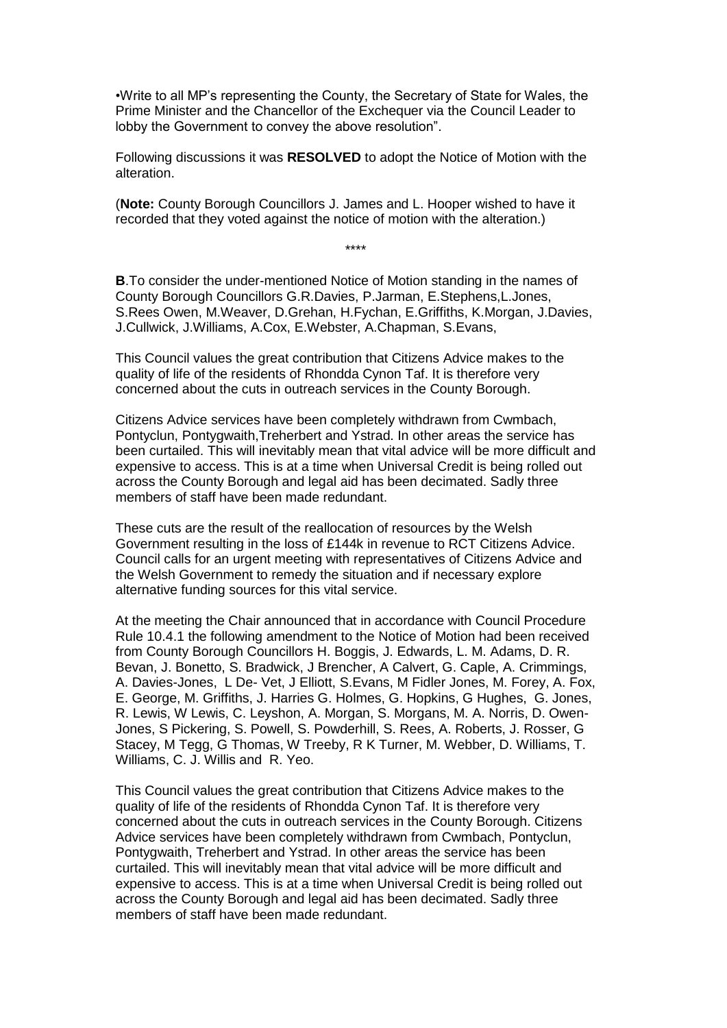•Write to all MP's representing the County, the Secretary of State for Wales, the Prime Minister and the Chancellor of the Exchequer via the Council Leader to lobby the Government to convey the above resolution".

Following discussions it was **RESOLVED** to adopt the Notice of Motion with the alteration.

(**Note:** County Borough Councillors J. James and L. Hooper wished to have it recorded that they voted against the notice of motion with the alteration.)

\*\*\*\*

**B**.To consider the under-mentioned Notice of Motion standing in the names of County Borough Councillors G.R.Davies, P.Jarman, E.Stephens,L.Jones, S.Rees Owen, M.Weaver, D.Grehan, H.Fychan, E.Griffiths, K.Morgan, J.Davies, J.Cullwick, J.Williams, A.Cox, E.Webster, A.Chapman, S.Evans,

This Council values the great contribution that Citizens Advice makes to the quality of life of the residents of Rhondda Cynon Taf. It is therefore very concerned about the cuts in outreach services in the County Borough.

Citizens Advice services have been completely withdrawn from Cwmbach, Pontyclun, Pontygwaith,Treherbert and Ystrad. In other areas the service has been curtailed. This will inevitably mean that vital advice will be more difficult and expensive to access. This is at a time when Universal Credit is being rolled out across the County Borough and legal aid has been decimated. Sadly three members of staff have been made redundant.

These cuts are the result of the reallocation of resources by the Welsh Government resulting in the loss of £144k in revenue to RCT Citizens Advice. Council calls for an urgent meeting with representatives of Citizens Advice and the Welsh Government to remedy the situation and if necessary explore alternative funding sources for this vital service.

At the meeting the Chair announced that in accordance with Council Procedure Rule 10.4.1 the following amendment to the Notice of Motion had been received from County Borough Councillors H. Boggis, J. Edwards, L. M. Adams, D. R. Bevan, J. Bonetto, S. Bradwick, J Brencher, A Calvert, G. Caple, A. Crimmings, A. Davies-Jones, L De- Vet, J Elliott, S.Evans, M Fidler Jones, M. Forey, A. Fox, E. George, M. Griffiths, J. Harries G. Holmes, G. Hopkins, G Hughes, G. Jones, R. Lewis, W Lewis, C. Leyshon, A. Morgan, S. Morgans, M. A. Norris, D. Owen-Jones, S Pickering, S. Powell, S. Powderhill, S. Rees, A. Roberts, J. Rosser, G Stacey, M Tegg, G Thomas, W Treeby, R K Turner, M. Webber, D. Williams, T. Williams, C. J. Willis and R. Yeo.

This Council values the great contribution that Citizens Advice makes to the quality of life of the residents of Rhondda Cynon Taf. It is therefore very concerned about the cuts in outreach services in the County Borough. Citizens Advice services have been completely withdrawn from Cwmbach, Pontyclun, Pontygwaith, Treherbert and Ystrad. In other areas the service has been curtailed. This will inevitably mean that vital advice will be more difficult and expensive to access. This is at a time when Universal Credit is being rolled out across the County Borough and legal aid has been decimated. Sadly three members of staff have been made redundant.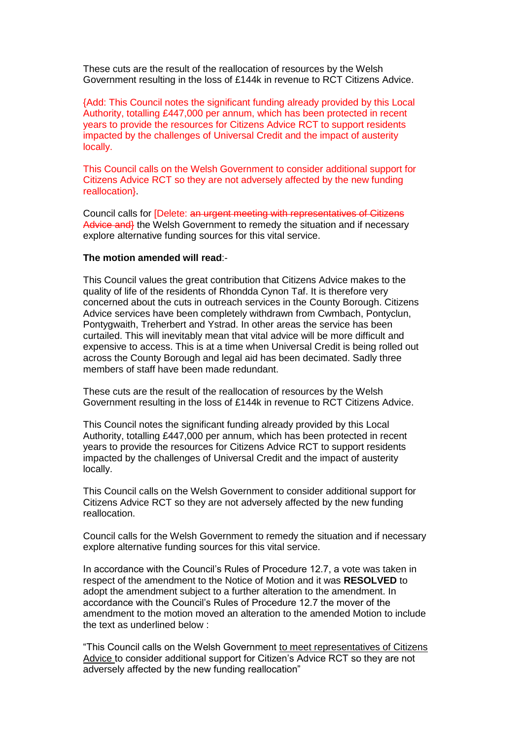These cuts are the result of the reallocation of resources by the Welsh Government resulting in the loss of £144k in revenue to RCT Citizens Advice.

{Add: This Council notes the significant funding already provided by this Local Authority, totalling £447,000 per annum, which has been protected in recent years to provide the resources for Citizens Advice RCT to support residents impacted by the challenges of Universal Credit and the impact of austerity locally.

This Council calls on the Welsh Government to consider additional support for Citizens Advice RCT so they are not adversely affected by the new funding reallocation}.

Council calls for [Delete: ~~an urgent meeting with representatives of Citizens Advice and~~] the Welsh Government to remedy the situation and if necessary explore alternative funding sources for this vital service.

**The motion amended will read**:-

This Council values the great contribution that Citizens Advice makes to the quality of life of the residents of Rhondda Cynon Taf. It is therefore very concerned about the cuts in outreach services in the County Borough. Citizens Advice services have been completely withdrawn from Cwmbach, Pontyclun, Pontygwaith, Treherbert and Ystrad. In other areas the service has been curtailed. This will inevitably mean that vital advice will be more difficult and expensive to access. This is at a time when Universal Credit is being rolled out across the County Borough and legal aid has been decimated. Sadly three members of staff have been made redundant.

These cuts are the result of the reallocation of resources by the Welsh Government resulting in the loss of £144k in revenue to RCT Citizens Advice.

This Council notes the significant funding already provided by this Local Authority, totalling £447,000 per annum, which has been protected in recent years to provide the resources for Citizens Advice RCT to support residents impacted by the challenges of Universal Credit and the impact of austerity locally.

This Council calls on the Welsh Government to consider additional support for Citizens Advice RCT so they are not adversely affected by the new funding reallocation.

Council calls for the Welsh Government to remedy the situation and if necessary explore alternative funding sources for this vital service.

In accordance with the Council's Rules of Procedure 12.7, a vote was taken in respect of the amendment to the Notice of Motion and it was **RESOLVED** to adopt the amendment subject to a further alteration to the amendment. In accordance with the Council's Rules of Procedure 12.7 the mover of the amendment to the motion moved an alteration to the amended Motion to include the text as underlined below :

"This Council calls on the Welsh Government <u>to meet representatives of Citizens Advice</u> to consider additional support for Citizen's Advice RCT so they are not adversely affected by the new funding reallocation"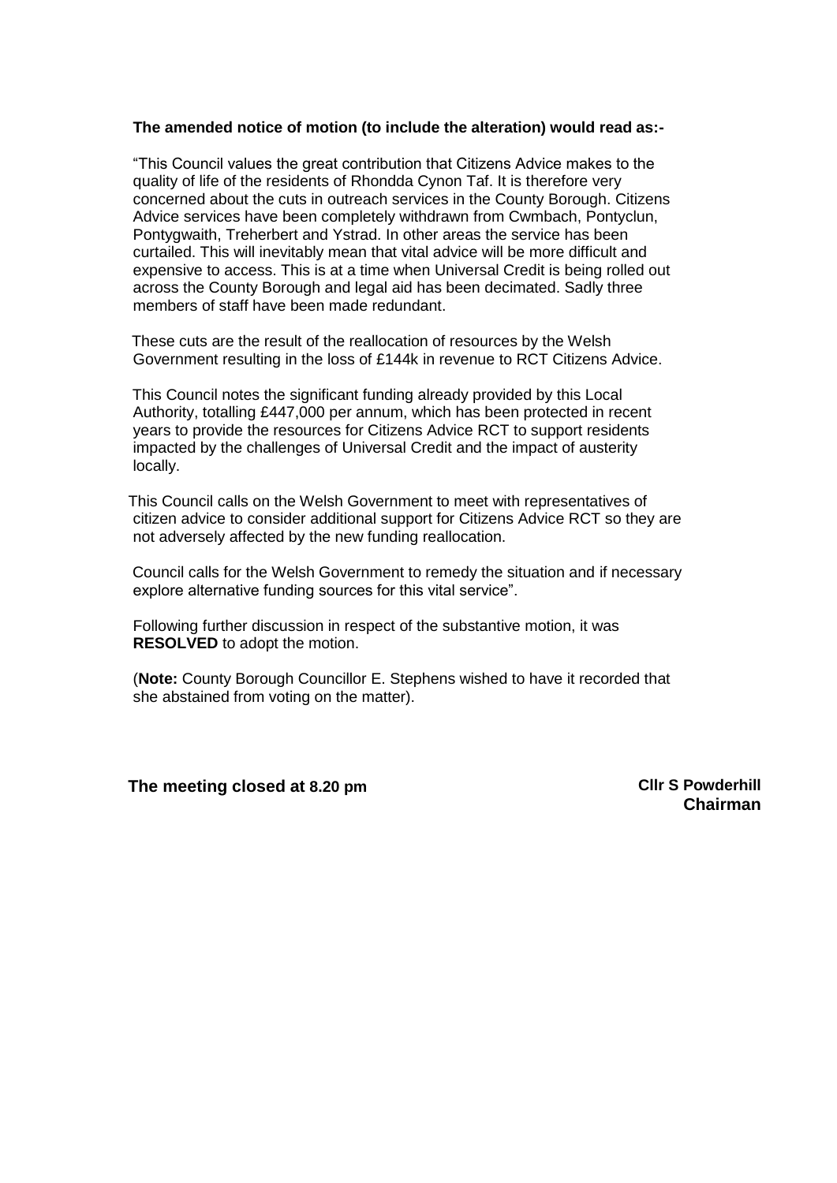**The amended notice of motion (to include the alteration) would read as:-**

"This Council values the great contribution that Citizens Advice makes to the quality of life of the residents of Rhondda Cynon Taf. It is therefore very concerned about the cuts in outreach services in the County Borough. Citizens Advice services have been completely withdrawn from Cwmbach, Pontyclun, Pontygwaith, Treherbert and Ystrad. In other areas the service has been curtailed. This will inevitably mean that vital advice will be more difficult and expensive to access. This is at a time when Universal Credit is being rolled out across the County Borough and legal aid has been decimated. Sadly three members of staff have been made redundant.

These cuts are the result of the reallocation of resources by the Welsh Government resulting in the loss of £144k in revenue to RCT Citizens Advice.

This Council notes the significant funding already provided by this Local Authority, totalling £447,000 per annum, which has been protected in recent years to provide the resources for Citizens Advice RCT to support residents impacted by the challenges of Universal Credit and the impact of austerity locally.

This Council calls on the Welsh Government to meet with representatives of citizen advice to consider additional support for Citizens Advice RCT so they are not adversely affected by the new funding reallocation.

Council calls for the Welsh Government to remedy the situation and if necessary explore alternative funding sources for this vital service".

Following further discussion in respect of the substantive motion, it was **RESOLVED** to adopt the motion.

(**Note:** County Borough Councillor E. Stephens wished to have it recorded that she abstained from voting on the matter).

**The meeting closed at 8.20 pm**

**Cllr S Powderhill**
**Chairman**